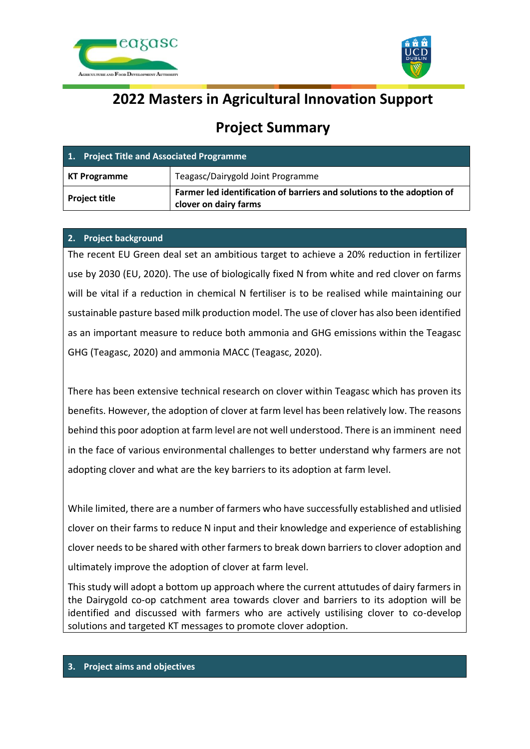# 2022 Masters in Agricultural Innovation Support

## Project Summary

| 1. Project Title and Associated Programme | |
|---|---|
| **KT Programme** | Teagasc/Dairygold Joint Programme |
| **Project title** | **Farmer led identification of barriers and solutions to the adoption of clover on dairy farms** |

### 2. Project background

The recent EU Green deal set an ambitious target to achieve a 20% reduction in fertilizer use by 2030 (EU, 2020). The use of biologically fixed N from white and red clover on farms will be vital if a reduction in chemical N fertiliser is to be realised while maintaining our sustainable pasture based milk production model. The use of clover has also been identified as an important measure to reduce both ammonia and GHG emissions within the Teagasc GHG (Teagasc, 2020) and ammonia MACC (Teagasc, 2020).

There has been extensive technical research on clover within Teagasc which has proven its benefits. However, the adoption of clover at farm level has been relatively low. The reasons behind this poor adoption at farm level are not well understood. There is an imminent need in the face of various environmental challenges to better understand why farmers are not adopting clover and what are the key barriers to its adoption at farm level.

While limited, there are a number of farmers who have successfully established and utlisied clover on their farms to reduce N input and their knowledge and experience of establishing clover needs to be shared with other farmers to break down barriers to clover adoption and ultimately improve the adoption of clover at farm level.

This study will adopt a bottom up approach where the current attutudes of dairy farmers in the Dairygold co-op catchment area towards clover and barriers to its adoption will be identified and discussed with farmers who are actively utilising clover to co-develop solutions and targeted KT messages to promote clover adoption.

### 3. Project aims and objectives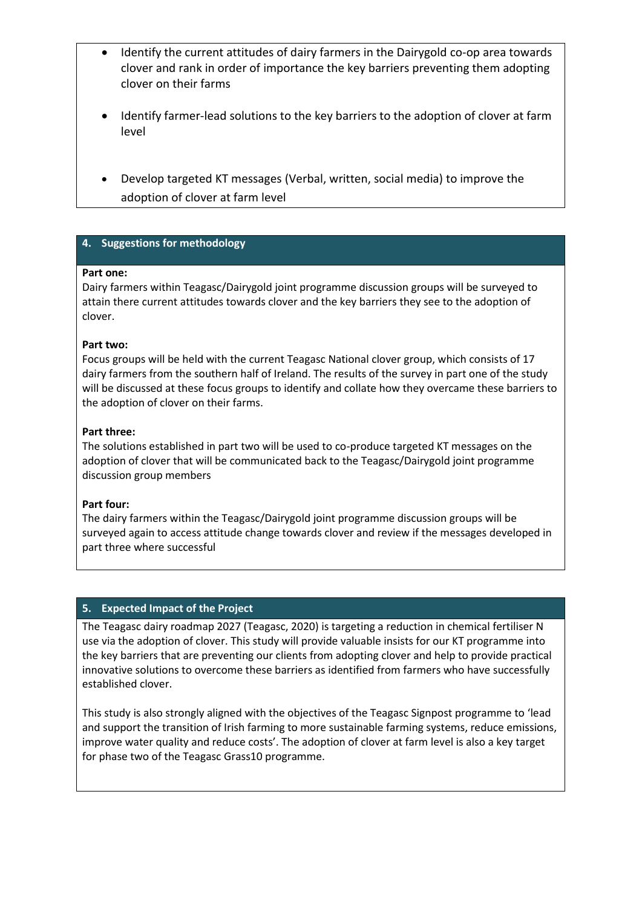- Identify the current attitudes of dairy farmers in the Dairygold co-op area towards clover and rank in order of importance the key barriers preventing them adopting clover on their farms
- Identify farmer-lead solutions to the key barriers to the adoption of clover at farm level
- Develop targeted KT messages (Verbal, written, social media) to improve the adoption of clover at farm level

## 4. Suggestions for methodology

**Part one:**
Dairy farmers within Teagasc/Dairygold joint programme discussion groups will be surveyed to attain there current attitudes towards clover and the key barriers they see to the adoption of clover.

**Part two:**
Focus groups will be held with the current Teagasc National clover group, which consists of 17 dairy farmers from the southern half of Ireland. The results of the survey in part one of the study will be discussed at these focus groups to identify and collate how they overcame these barriers to the adoption of clover on their farms.

**Part three:**
The solutions established in part two will be used to co-produce targeted KT messages on the adoption of clover that will be communicated back to the Teagasc/Dairygold joint programme discussion group members

**Part four:**
The dairy farmers within the Teagasc/Dairygold joint programme discussion groups will be surveyed again to access attitude change towards clover and review if the messages developed in part three where successful

## 5. Expected Impact of the Project

The Teagasc dairy roadmap 2027 (Teagasc, 2020) is targeting a reduction in chemical fertiliser N use via the adoption of clover. This study will provide valuable insists for our KT programme into the key barriers that are preventing our clients from adopting clover and help to provide practical innovative solutions to overcome these barriers as identified from farmers who have successfully established clover.

This study is also strongly aligned with the objectives of the Teagasc Signpost programme to 'lead and support the transition of Irish farming to more sustainable farming systems, reduce emissions, improve water quality and reduce costs'. The adoption of clover at farm level is also a key target for phase two of the Teagasc Grass10 programme.